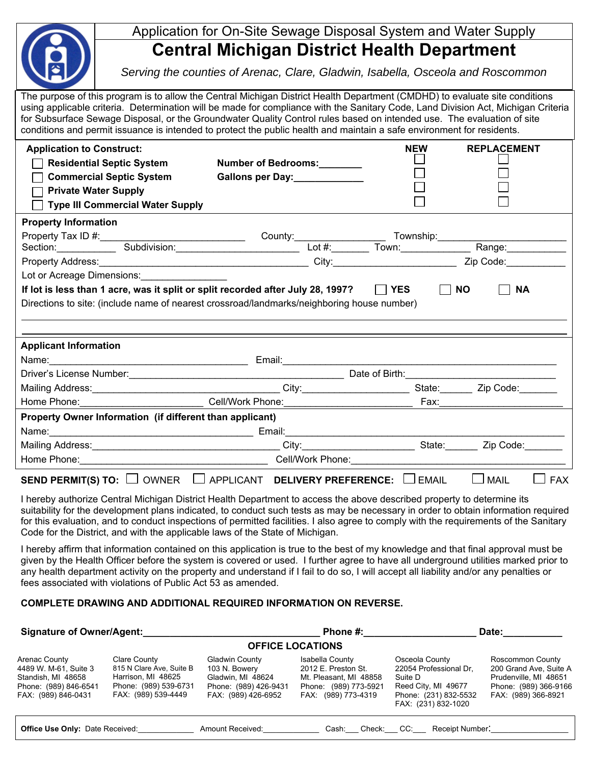# Application for On-Site Sewage Disposal System and Water Supply

## Central Michigan District Health Department

*Serving the counties of Arenac, Clare, Gladwin, Isabella, Osceola and Roscommon*

The purpose of this program is to allow the Central Michigan District Health Department (CMDHD) to evaluate site conditions using applicable criteria. Determination will be made for compliance with the Sanitary Code, Land Division Act, Michigan Criteria for Subsurface Sewage Disposal, or the Groundwater Quality Control rules based on intended use. The evaluation of site conditions and permit issuance is intended to protect the public health and maintain a safe environment for residents.

**Application to Construct:**

| | | NEW | REPLACEMENT |
|---|---|---|---|
| ☐ **Residential Septic System** | **Number of Bedrooms:________** | ☐ | ☐ |
| ☐ **Commercial Septic System** | **Gallons per Day:_____________** | ☐ | ☐ |
| ☐ **Private Water Supply** | | ☐ | ☐ |
| ☐ **Type III Commercial Water Supply** | | ☐ | ☐ |

**Property Information**

Property Tax ID #:____________________________ County:_________________ Township:________________________

Section:___________ Subdivision:________________________ Lot #:_______ Town:_____________ Range:___________

Property Address:_________________________________________ City:________________________ Zip Code:___________

Lot or Acreage Dimensions:________________

**If lot is less than 1 acre, was it split or split recorded after July 28, 1997?** ☐ **YES** ☐ **NO** ☐ **NA**

Directions to site: (include name of nearest crossroad/landmarks/neighboring house number)

______________________________________________________________________________

______________________________________________________________________________

**Applicant Information**

Name:_______________________________________ Email:_______________________________________________________

Driver's License Number:___________________________________________ Date of Birth:____________________________

Mailing Address:____________________________________ City:____________________ State:______ Zip Code:_______

Home Phone:_______________________ Cell/Work Phone:________________________ Fax:________________________

**Property Owner Information (if different than applicant)**

Name:_______________________________________ Email:_______________________________________________________

Mailing Address:____________________________________ City:____________________ State:______ Zip Code:_______

Home Phone:____________________________________ Cell/Work Phone:_________________________________________

**SEND PERMIT(S) TO:** ☐ OWNER ☐ APPLICANT **DELIVERY PREFERENCE:** ☐ EMAIL ☐ MAIL ☐ FAX

I hereby authorize Central Michigan District Health Department to access the above described property to determine its suitability for the development plans indicated, to conduct such tests as may be necessary in order to obtain information required for this evaluation, and to conduct inspections of permitted facilities. I also agree to comply with the requirements of the Sanitary Code for the District, and with the applicable laws of the State of Michigan.

I hereby affirm that information contained on this application is true to the best of my knowledge and that final approval must be given by the Health Officer before the system is covered or used. I further agree to have all underground utilities marked prior to any health department activity on the property and understand if I fail to do so, I will accept all liability and/or any penalties or fees associated with violations of Public Act 53 as amended.

**COMPLETE DRAWING AND ADDITIONAL REQUIRED INFORMATION ON REVERSE.**

**Signature of Owner/Agent:_________________________________ Phone #:_____________________ Date:___________**

**OFFICE LOCATIONS**

| Arenac County | Clare County | Gladwin County | Isabella County | Osceola County | Roscommon County |
|---|---|---|---|---|---|
| 4489 W. M-61, Suite 3 | 815 N Clare Ave, Suite B | 103 N. Bowery | 2012 E. Preston St. | 22054 Professional Dr, Suite D | 200 Grand Ave, Suite A |
| Standish, MI 48658 | Harrison, MI 48625 | Gladwin, MI 48624 | Mt. Pleasant, MI 48858 | Reed City, MI 49677 | Prudenville, MI 48651 |
| Phone: (989) 846-6541 | Phone: (989) 539-6731 | Phone: (989) 426-9431 | Phone: (989) 773-5921 | Phone: (231) 832-5532 | Phone: (989) 366-9166 |
| FAX: (989) 846-0431 | FAX: (989) 539-4449 | FAX: (989) 426-6952 | FAX: (989) 773-4319 | FAX: (231) 832-1020 | FAX: (989) 366-8921 |

**Office Use Only:** Date Received:_____________ Amount Received:_____________ Cash:___ Check:___ CC:___ Receipt Number:_________________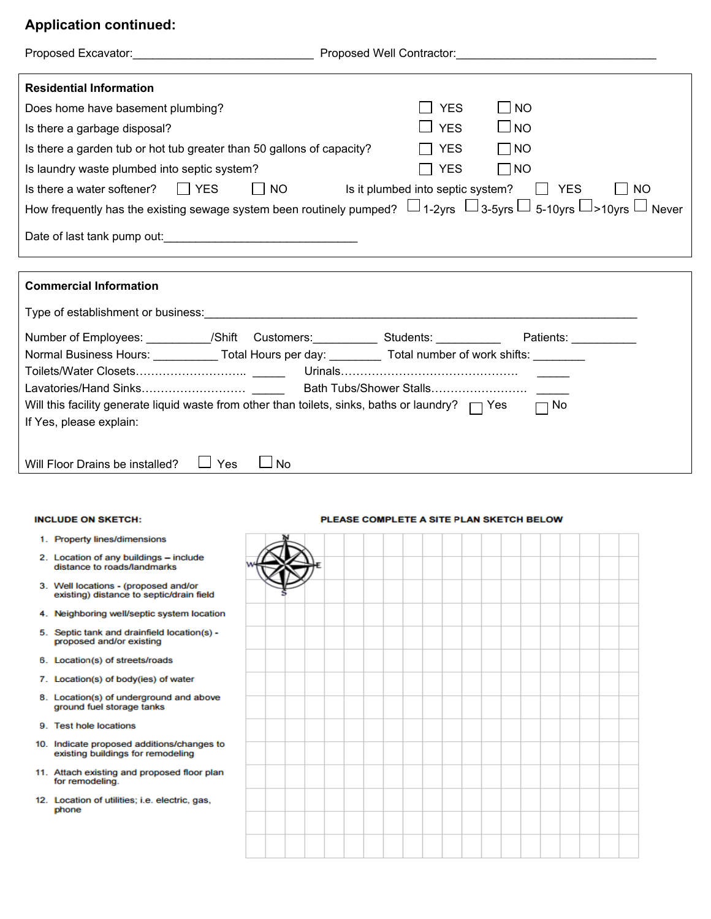## Application continued:

Proposed Excavator:____________________________ Proposed Well Contractor:_______________________________

### Residential Information

Does home have basement plumbing? ☐ YES ☐ NO

Is there a garbage disposal? ☐ YES ☐ NO

Is there a garden tub or hot tub greater than 50 gallons of capacity? ☐ YES ☐ NO

Is laundry waste plumbed into septic system? ☐ YES ☐ NO

Is there a water softener? ☐ YES ☐ NO Is it plumbed into septic system? ☐ YES ☐ NO

How frequently has the existing sewage system been routinely pumped? ☐ 1-2yrs ☐ 3-5yrs ☐ 5-10yrs ☐ >10yrs ☐ Never

Date of last tank pump out:______________________________

### Commercial Information

Type of establishment or business:___________________________________________________________________

Number of Employees: __________/Shift Customers:__________ Students: __________ Patients: __________

Normal Business Hours: __________ Total Hours per day: ________ Total number of work shifts: ________

Toilets/Water Closets……………………….. _____ Urinals……………………………………… _____

Lavatories/Hand Sinks……………………… _____ Bath Tubs/Shower Stalls…………………… _____

Will this facility generate liquid waste from other than toilets, sinks, baths or laundry? ☐ Yes ☐ No

If Yes, please explain:

Will Floor Drains be installed? ☐ Yes ☐ No

**INCLUDE ON SKETCH:**

1. Property lines/dimensions
2. Location of any buildings – include distance to roads/landmarks
3. Well locations - (proposed and/or existing) distance to septic/drain field
4. Neighboring well/septic system location
5. Septic tank and drainfield location(s) - proposed and/or existing
6. Location(s) of streets/roads
7. Location(s) of body(ies) of water
8. Location(s) of underground and above ground fuel storage tanks
9. Test hole locations
10. Indicate proposed additions/changes to existing buildings for remodeling
11. Attach existing and proposed floor plan for remodeling.
12. Location of utilities; i.e. electric, gas, phone

**PLEASE COMPLETE A SITE PLAN SKETCH BELOW**

N

W E

S